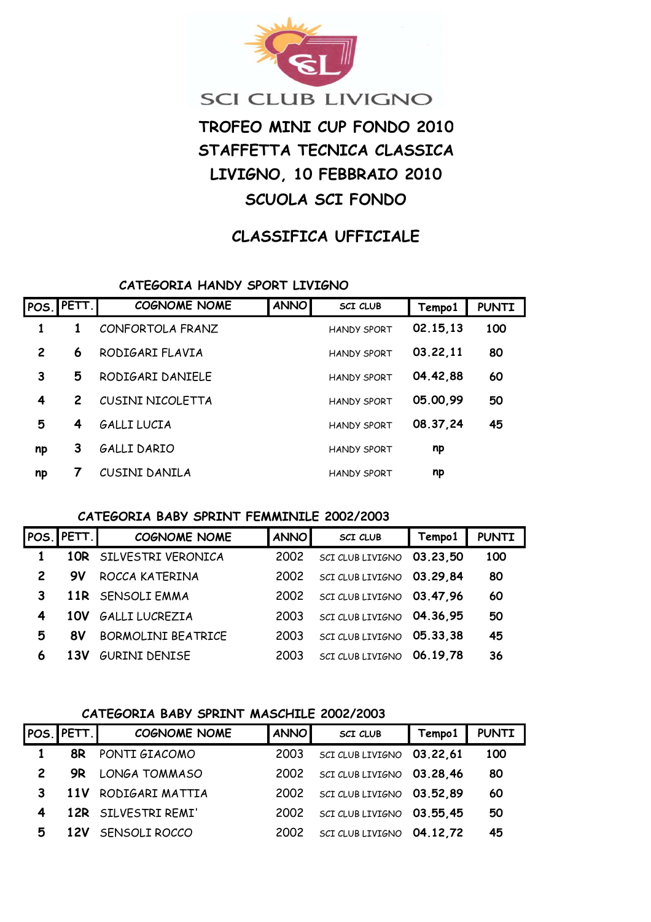SCI CLUB LIVIGNO

# TROFEO MINI CUP FONDO 2010
# STAFFETTA TECNICA CLASSICA
# LIVIGNO, 10 FEBBRAIO 2010
# SCUOLA SCI FONDO

## CLASSIFICA UFFICIALE

### CATEGORIA HANDY SPORT LIVIGNO

| POS. | PETT. | COGNOME NOME | ANNO | SCI CLUB | Tempo1 | PUNTI |
|---|---|---|---|---|---|---|
| 1 | 1 | CONFORTOLA FRANZ | | HANDY SPORT | 02.15,13 | 100 |
| 2 | 6 | RODIGARI FLAVIA | | HANDY SPORT | 03.22,11 | 80 |
| 3 | 5 | RODIGARI DANIELE | | HANDY SPORT | 04.42,88 | 60 |
| 4 | 2 | CUSINI NICOLETTA | | HANDY SPORT | 05.00,99 | 50 |
| 5 | 4 | GALLI LUCIA | | HANDY SPORT | 08.37,24 | 45 |
| np | 3 | GALLI DARIO | | HANDY SPORT | np | |
| np | 7 | CUSINI DANILA | | HANDY SPORT | np | |

### CATEGORIA BABY SPRINT FEMMINILE 2002/2003

| POS. | PETT. | COGNOME NOME | ANNO | SCI CLUB | Tempo1 | PUNTI |
|---|---|---|---|---|---|---|
| 1 | 10R | SILVESTRI VERONICA | 2002 | SCI CLUB LIVIGNO | 03.23,50 | 100 |
| 2 | 9V | ROCCA KATERINA | 2002 | SCI CLUB LIVIGNO | 03.29,84 | 80 |
| 3 | 11R | SENSOLI EMMA | 2002 | SCI CLUB LIVIGNO | 03.47,96 | 60 |
| 4 | 10V | GALLI LUCREZIA | 2003 | SCI CLUB LIVIGNO | 04.36,95 | 50 |
| 5 | 8V | BORMOLINI BEATRICE | 2003 | SCI CLUB LIVIGNO | 05.33,38 | 45 |
| 6 | 13V | GURINI DENISE | 2003 | SCI CLUB LIVIGNO | 06.19,78 | 36 |

### CATEGORIA BABY SPRINT MASCHILE 2002/2003

| POS. | PETT. | COGNOME NOME | ANNO | SCI CLUB | Tempo1 | PUNTI |
|---|---|---|---|---|---|---|
| 1 | 8R | PONTI GIACOMO | 2003 | SCI CLUB LIVIGNO | 03.22,61 | 100 |
| 2 | 9R | LONGA TOMMASO | 2002 | SCI CLUB LIVIGNO | 03.28,46 | 80 |
| 3 | 11V | RODIGARI MATTIA | 2002 | SCI CLUB LIVIGNO | 03.52,89 | 60 |
| 4 | 12R | SILVESTRI REMI' | 2002 | SCI CLUB LIVIGNO | 03.55,45 | 50 |
| 5 | 12V | SENSOLI ROCCO | 2002 | SCI CLUB LIVIGNO | 04.12,72 | 45 |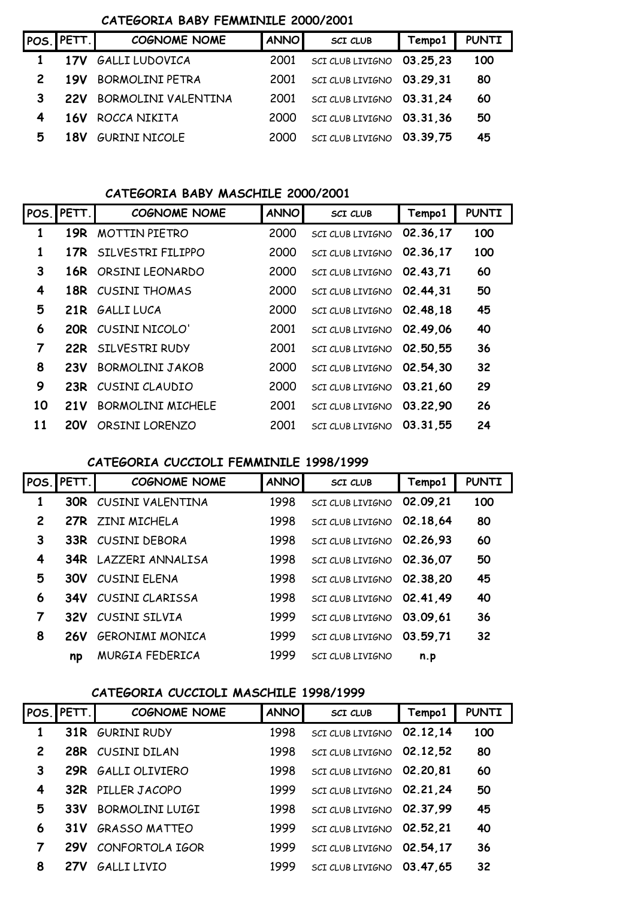### CATEGORIA BABY FEMMINILE 2000/2001

| POS. | PETT. | COGNOME NOME | ANNO | SCI CLUB | Tempo1 | PUNTI |
|---|---|---|---|---|---|---|
| 1 | 17V | GALLI LUDOVICA | 2001 | SCI CLUB LIVIGNO | 03.25,23 | 100 |
| 2 | 19V | BORMOLINI PETRA | 2001 | SCI CLUB LIVIGNO | 03.29,31 | 80 |
| 3 | 22V | BORMOLINI VALENTINA | 2001 | SCI CLUB LIVIGNO | 03.31,24 | 60 |
| 4 | 16V | ROCCA NIKITA | 2000 | SCI CLUB LIVIGNO | 03.31,36 | 50 |
| 5 | 18V | GURINI NICOLE | 2000 | SCI CLUB LIVIGNO | 03.39,75 | 45 |

### CATEGORIA BABY MASCHILE 2000/2001

| POS. | PETT. | COGNOME NOME | ANNO | SCI CLUB | Tempo1 | PUNTI |
|---|---|---|---|---|---|---|
| 1 | 19R | MOTTIN PIETRO | 2000 | SCI CLUB LIVIGNO | 02.36,17 | 100 |
| 1 | 17R | SILVESTRI FILIPPO | 2000 | SCI CLUB LIVIGNO | 02.36,17 | 100 |
| 3 | 16R | ORSINI LEONARDO | 2000 | SCI CLUB LIVIGNO | 02.43,71 | 60 |
| 4 | 18R | CUSINI THOMAS | 2000 | SCI CLUB LIVIGNO | 02.44,31 | 50 |
| 5 | 21R | GALLI LUCA | 2000 | SCI CLUB LIVIGNO | 02.48,18 | 45 |
| 6 | 20R | CUSINI NICOLO' | 2001 | SCI CLUB LIVIGNO | 02.49,06 | 40 |
| 7 | 22R | SILVESTRI RUDY | 2001 | SCI CLUB LIVIGNO | 02.50,55 | 36 |
| 8 | 23V | BORMOLINI JAKOB | 2000 | SCI CLUB LIVIGNO | 02.54,30 | 32 |
| 9 | 23R | CUSINI CLAUDIO | 2000 | SCI CLUB LIVIGNO | 03.21,60 | 29 |
| 10 | 21V | BORMOLINI MICHELE | 2001 | SCI CLUB LIVIGNO | 03.22,90 | 26 |
| 11 | 20V | ORSINI LORENZO | 2001 | SCI CLUB LIVIGNO | 03.31,55 | 24 |

### CATEGORIA CUCCIOLI FEMMINILE 1998/1999

| POS. | PETT. | COGNOME NOME | ANNO | SCI CLUB | Tempo1 | PUNTI |
|---|---|---|---|---|---|---|
| 1 | 30R | CUSINI VALENTINA | 1998 | SCI CLUB LIVIGNO | 02.09,21 | 100 |
| 2 | 27R | ZINI MICHELA | 1998 | SCI CLUB LIVIGNO | 02.18,64 | 80 |
| 3 | 33R | CUSINI DEBORA | 1998 | SCI CLUB LIVIGNO | 02.26,93 | 60 |
| 4 | 34R | LAZZERI ANNALISA | 1998 | SCI CLUB LIVIGNO | 02.36,07 | 50 |
| 5 | 30V | CUSINI ELENA | 1998 | SCI CLUB LIVIGNO | 02.38,20 | 45 |
| 6 | 34V | CUSINI CLARISSA | 1998 | SCI CLUB LIVIGNO | 02.41,49 | 40 |
| 7 | 32V | CUSINI SILVIA | 1999 | SCI CLUB LIVIGNO | 03.09,61 | 36 |
| 8 | 26V | GERONIMI MONICA | 1999 | SCI CLUB LIVIGNO | 03.59,71 | 32 |
| | np | MURGIA FEDERICA | 1999 | SCI CLUB LIVIGNO | n.p | |

### CATEGORIA CUCCIOLI MASCHILE 1998/1999

| POS. | PETT. | COGNOME NOME | ANNO | SCI CLUB | Tempo1 | PUNTI |
|---|---|---|---|---|---|---|
| 1 | 31R | GURINI RUDY | 1998 | SCI CLUB LIVIGNO | 02.12,14 | 100 |
| 2 | 28R | CUSINI DILAN | 1998 | SCI CLUB LIVIGNO | 02.12,52 | 80 |
| 3 | 29R | GALLI OLIVIERO | 1998 | SCI CLUB LIVIGNO | 02.20,81 | 60 |
| 4 | 32R | PILLER JACOPO | 1999 | SCI CLUB LIVIGNO | 02.21,24 | 50 |
| 5 | 33V | BORMOLINI LUIGI | 1998 | SCI CLUB LIVIGNO | 02.37,99 | 45 |
| 6 | 31V | GRASSO MATTEO | 1999 | SCI CLUB LIVIGNO | 02.52,21 | 40 |
| 7 | 29V | CONFORTOLA IGOR | 1999 | SCI CLUB LIVIGNO | 02.54,17 | 36 |
| 8 | 27V | GALLI LIVIO | 1999 | SCI CLUB LIVIGNO | 03.47,65 | 32 |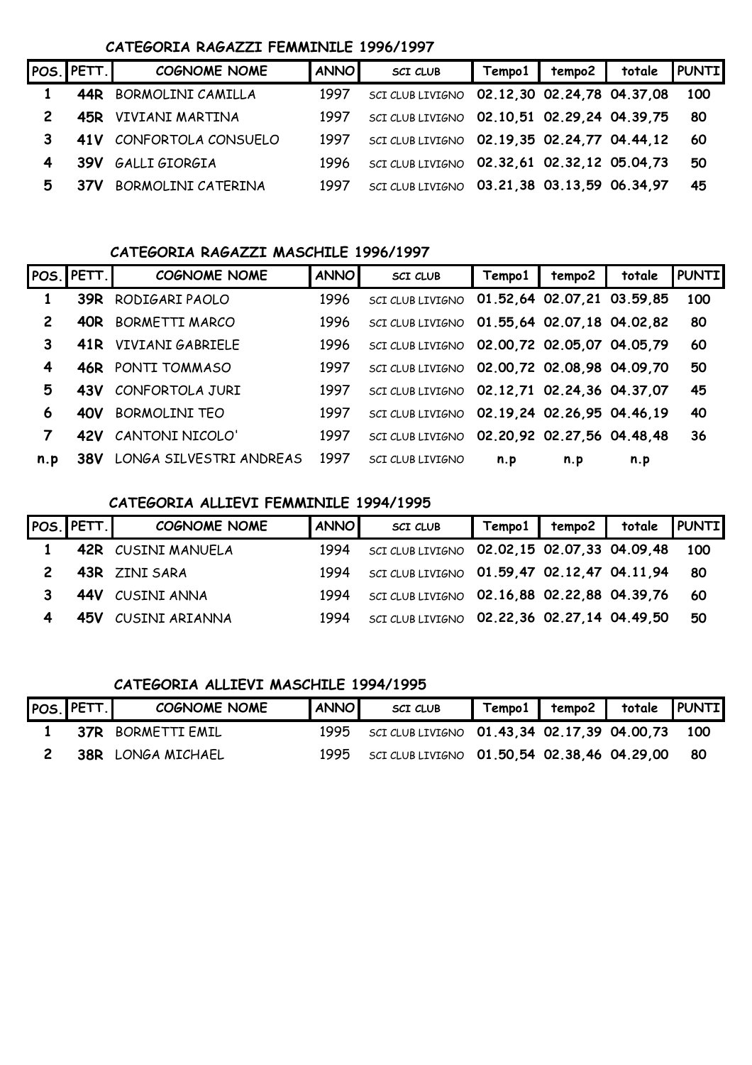## CATEGORIA RAGAZZI FEMMINILE 1996/1997

| POS. | PETT. | COGNOME NOME | ANNO | SCI CLUB | Tempo1 | tempo2 | totale | PUNTI |
|---|---|---|---|---|---|---|---|---|
| 1 | 44R | BORMOLINI CAMILLA | 1997 | SCI CLUB LIVIGNO | 02.12,30 | 02.24,78 | 04.37,08 | 100 |
| 2 | 45R | VIVIANI MARTINA | 1997 | SCI CLUB LIVIGNO | 02.10,51 | 02.29,24 | 04.39,75 | 80 |
| 3 | 41V | CONFORTOLA CONSUELO | 1997 | SCI CLUB LIVIGNO | 02.19,35 | 02.24,77 | 04.44,12 | 60 |
| 4 | 39V | GALLI GIORGIA | 1996 | SCI CLUB LIVIGNO | 02.32,61 | 02.32,12 | 05.04,73 | 50 |
| 5 | 37V | BORMOLINI CATERINA | 1997 | SCI CLUB LIVIGNO | 03.21,38 | 03.13,59 | 06.34,97 | 45 |

## CATEGORIA RAGAZZI MASCHILE 1996/1997

| POS. | PETT. | COGNOME NOME | ANNO | SCI CLUB | Tempo1 | tempo2 | totale | PUNTI |
|---|---|---|---|---|---|---|---|---|
| 1 | 39R | RODIGARI PAOLO | 1996 | SCI CLUB LIVIGNO | 01.52,64 | 02.07,21 | 03.59,85 | 100 |
| 2 | 40R | BORMETTI MARCO | 1996 | SCI CLUB LIVIGNO | 01.55,64 | 02.07,18 | 04.02,82 | 80 |
| 3 | 41R | VIVIANI GABRIELE | 1996 | SCI CLUB LIVIGNO | 02.00,72 | 02.05,07 | 04.05,79 | 60 |
| 4 | 46R | PONTI TOMMASO | 1997 | SCI CLUB LIVIGNO | 02.00,72 | 02.08,98 | 04.09,70 | 50 |
| 5 | 43V | CONFORTOLA JURI | 1997 | SCI CLUB LIVIGNO | 02.12,71 | 02.24,36 | 04.37,07 | 45 |
| 6 | 40V | BORMOLINI TEO | 1997 | SCI CLUB LIVIGNO | 02.19,24 | 02.26,95 | 04.46,19 | 40 |
| 7 | 42V | CANTONI NICOLO' | 1997 | SCI CLUB LIVIGNO | 02.20,92 | 02.27,56 | 04.48,48 | 36 |
| n.p | 38V | LONGA SILVESTRI ANDREAS | 1997 | SCI CLUB LIVIGNO | n.p | n.p | n.p | |

## CATEGORIA ALLIEVI FEMMINILE 1994/1995

| POS. | PETT. | COGNOME NOME | ANNO | SCI CLUB | Tempo1 | tempo2 | totale | PUNTI |
|---|---|---|---|---|---|---|---|---|
| 1 | 42R | CUSINI MANUELA | 1994 | SCI CLUB LIVIGNO | 02.02,15 | 02.07,33 | 04.09,48 | 100 |
| 2 | 43R | ZINI SARA | 1994 | SCI CLUB LIVIGNO | 01.59,47 | 02.12,47 | 04.11,94 | 80 |
| 3 | 44V | CUSINI ANNA | 1994 | SCI CLUB LIVIGNO | 02.16,88 | 02.22,88 | 04.39,76 | 60 |
| 4 | 45V | CUSINI ARIANNA | 1994 | SCI CLUB LIVIGNO | 02.22,36 | 02.27,14 | 04.49,50 | 50 |

## CATEGORIA ALLIEVI MASCHILE 1994/1995

| POS. | PETT. | COGNOME NOME | ANNO | SCI CLUB | Tempo1 | tempo2 | totale | PUNTI |
|---|---|---|---|---|---|---|---|---|
| 1 | 37R | BORMETTI EMIL | 1995 | SCI CLUB LIVIGNO | 01.43,34 | 02.17,39 | 04.00,73 | 100 |
| 2 | 38R | LONGA MICHAEL | 1995 | SCI CLUB LIVIGNO | 01.50,54 | 02.38,46 | 04.29,00 | 80 |